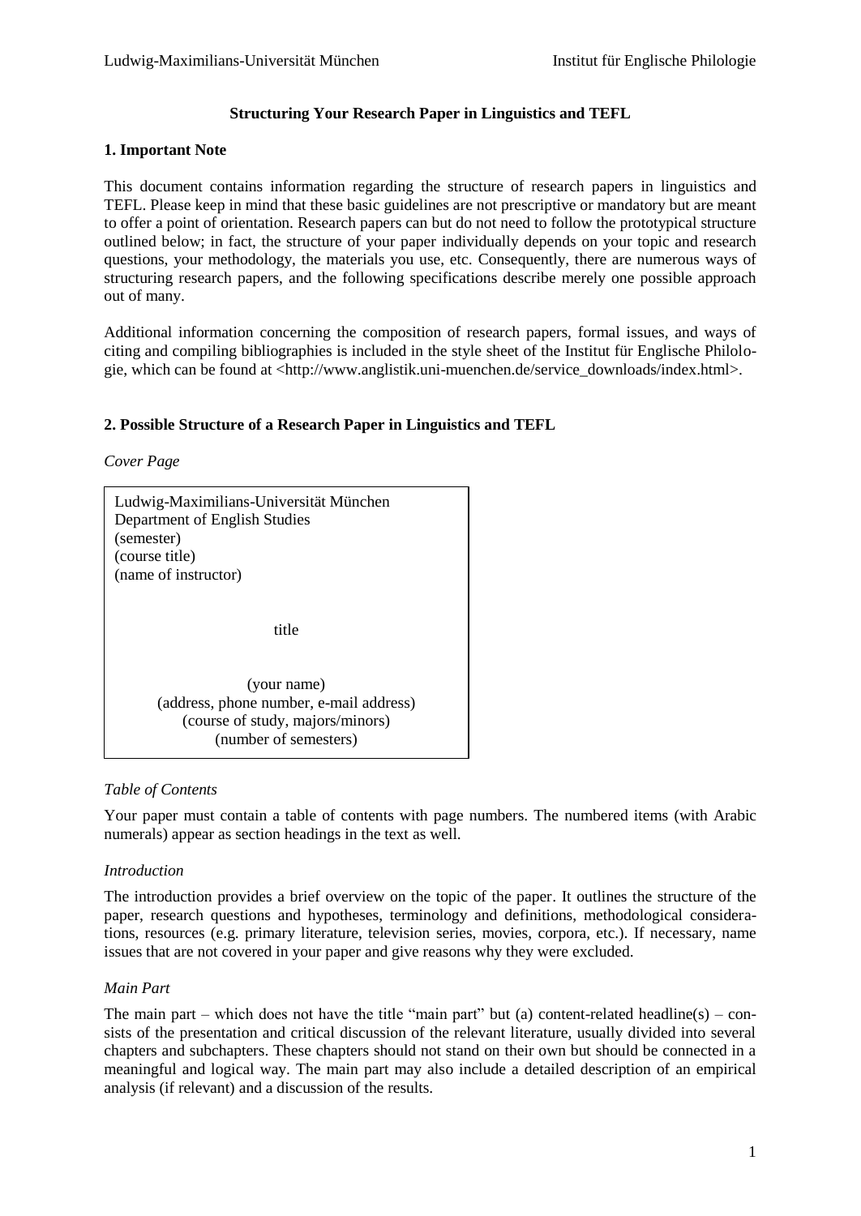# Structuring Your Research Paper in Linguistics and TEFL

## 1. Important Note

This document contains information regarding the structure of research papers in linguistics and TEFL. Please keep in mind that these basic guidelines are not prescriptive or mandatory but are meant to offer a point of orientation. Research papers can but do not need to follow the prototypical structure outlined below; in fact, the structure of your paper individually depends on your topic and research questions, your methodology, the materials you use, etc. Consequently, there are numerous ways of structuring research papers, and the following specifications describe merely one possible approach out of many.

Additional information concerning the composition of research papers, formal issues, and ways of citing and compiling bibliographies is included in the style sheet of the Institut für Englische Philologie, which can be found at <http://www.anglistik.uni-muenchen.de/service_downloads/index.html>.

## 2. Possible Structure of a Research Paper in Linguistics and TEFL

*Cover Page*

| Ludwig-Maximilians-Universität München<br>Department of English Studies<br>(semester)<br>(course title)<br>(name of instructor)<br><br>title<br><br>(your name)<br>(address, phone number, e-mail address)<br>(course of study, majors/minors)<br>(number of semesters) |
|---|

*Table of Contents*

Your paper must contain a table of contents with page numbers. The numbered items (with Arabic numerals) appear as section headings in the text as well.

*Introduction*

The introduction provides a brief overview on the topic of the paper. It outlines the structure of the paper, research questions and hypotheses, terminology and definitions, methodological considerations, resources (e.g. primary literature, television series, movies, corpora, etc.). If necessary, name issues that are not covered in your paper and give reasons why they were excluded.

*Main Part*

The main part – which does not have the title "main part" but (a) content-related headline(s) – consists of the presentation and critical discussion of the relevant literature, usually divided into several chapters and subchapters. These chapters should not stand on their own but should be connected in a meaningful and logical way. The main part may also include a detailed description of an empirical analysis (if relevant) and a discussion of the results.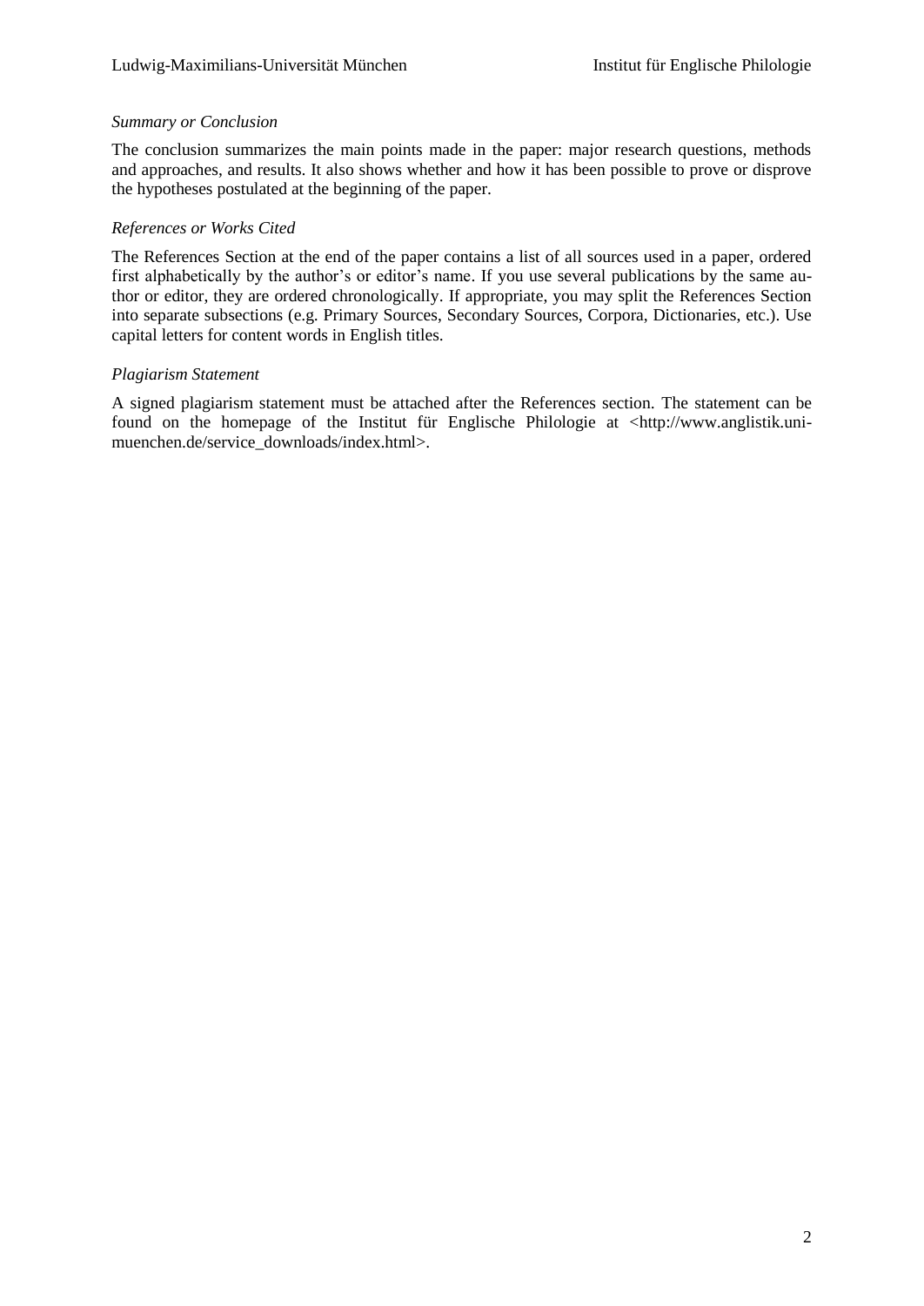*Summary or Conclusion*

The conclusion summarizes the main points made in the paper: major research questions, methods and approaches, and results. It also shows whether and how it has been possible to prove or disprove the hypotheses postulated at the beginning of the paper.

*References or Works Cited*

The References Section at the end of the paper contains a list of all sources used in a paper, ordered first alphabetically by the author's or editor's name. If you use several publications by the same author or editor, they are ordered chronologically. If appropriate, you may split the References Section into separate subsections (e.g. Primary Sources, Secondary Sources, Corpora, Dictionaries, etc.). Use capital letters for content words in English titles.

*Plagiarism Statement*

A signed plagiarism statement must be attached after the References section. The statement can be found on the homepage of the Institut für Englische Philologie at <http://www.anglistik.uni-muenchen.de/service_downloads/index.html>.